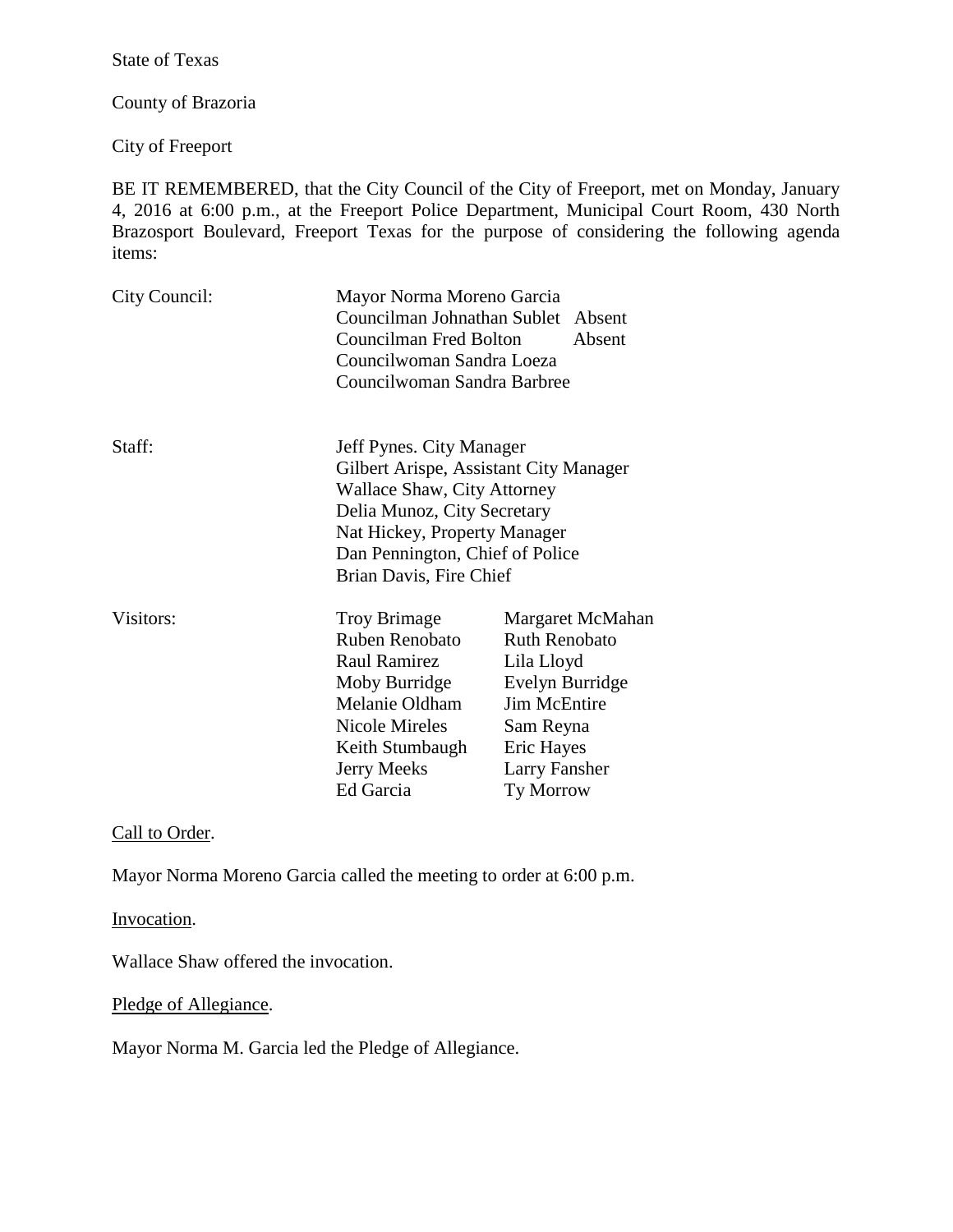State of Texas

County of Brazoria

City of Freeport

BE IT REMEMBERED, that the City Council of the City of Freeport, met on Monday, January 4, 2016 at 6:00 p.m., at the Freeport Police Department, Municipal Court Room, 430 North Brazosport Boulevard, Freeport Texas for the purpose of considering the following agenda items:

| | | |
|---|---|---|
| City Council: | Mayor Norma Moreno Garcia | |
| | Councilman Johnathan Sublet | Absent |
| | Councilman Fred Bolton | Absent |
| | Councilwoman Sandra Loeza | |
| | Councilwoman Sandra Barbree | |

| | |
|---|---|
| Staff: | Jeff Pynes. City Manager |
| | Gilbert Arispe, Assistant City Manager |
| | Wallace Shaw, City Attorney |
| | Delia Munoz, City Secretary |
| | Nat Hickey, Property Manager |
| | Dan Pennington, Chief of Police |
| | Brian Davis, Fire Chief |

| | | |
|---|---|---|
| Visitors: | Troy Brimage | Margaret McMahan |
| | Ruben Renobato | Ruth Renobato |
| | Raul Ramirez | Lila Lloyd |
| | Moby Burridge | Evelyn Burridge |
| | Melanie Oldham | Jim McEntire |
| | Nicole Mireles | Sam Reyna |
| | Keith Stumbaugh | Eric Hayes |
| | Jerry Meeks | Larry Fansher |
| | Ed Garcia | Ty Morrow |

Call to Order.

Mayor Norma Moreno Garcia called the meeting to order at 6:00 p.m.

Invocation.

Wallace Shaw offered the invocation.

Pledge of Allegiance.

Mayor Norma M. Garcia led the Pledge of Allegiance.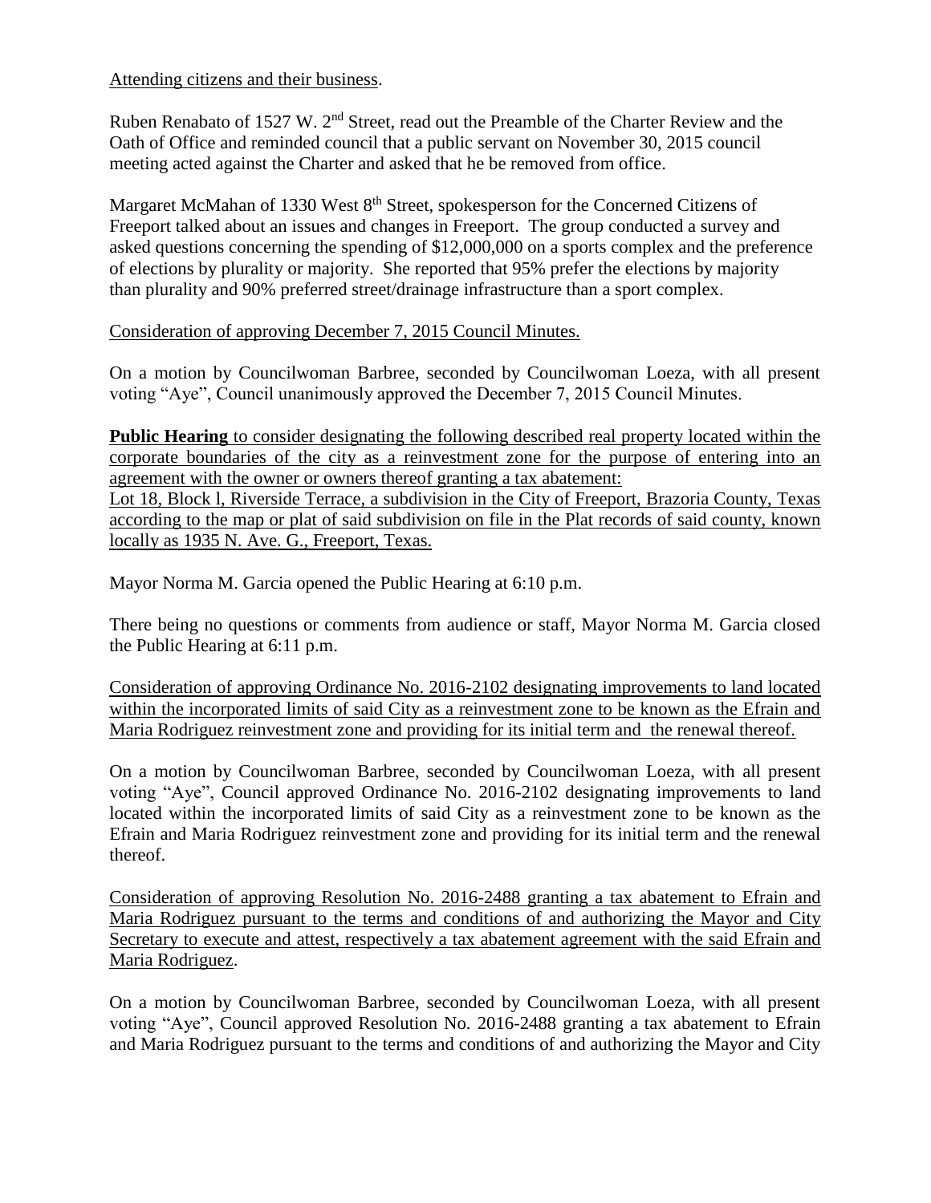Attending citizens and their business.

Ruben Renabato of 1527 W. 2nd Street, read out the Preamble of the Charter Review and the Oath of Office and reminded council that a public servant on November 30, 2015 council meeting acted against the Charter and asked that he be removed from office.

Margaret McMahan of 1330 West 8th Street, spokesperson for the Concerned Citizens of Freeport talked about an issues and changes in Freeport. The group conducted a survey and asked questions concerning the spending of $12,000,000 on a sports complex and the preference of elections by plurality or majority. She reported that 95% prefer the elections by majority than plurality and 90% preferred street/drainage infrastructure than a sport complex.

Consideration of approving December 7, 2015 Council Minutes.

On a motion by Councilwoman Barbree, seconded by Councilwoman Loeza, with all present voting "Aye", Council unanimously approved the December 7, 2015 Council Minutes.

**Public Hearing** to consider designating the following described real property located within the corporate boundaries of the city as a reinvestment zone for the purpose of entering into an agreement with the owner or owners thereof granting a tax abatement:
Lot 18, Block l, Riverside Terrace, a subdivision in the City of Freeport, Brazoria County, Texas according to the map or plat of said subdivision on file in the Plat records of said county, known locally as 1935 N. Ave. G., Freeport, Texas.

Mayor Norma M. Garcia opened the Public Hearing at 6:10 p.m.

There being no questions or comments from audience or staff, Mayor Norma M. Garcia closed the Public Hearing at 6:11 p.m.

Consideration of approving Ordinance No. 2016-2102 designating improvements to land located within the incorporated limits of said City as a reinvestment zone to be known as the Efrain and Maria Rodriguez reinvestment zone and providing for its initial term and the renewal thereof.

On a motion by Councilwoman Barbree, seconded by Councilwoman Loeza, with all present voting "Aye", Council approved Ordinance No. 2016-2102 designating improvements to land located within the incorporated limits of said City as a reinvestment zone to be known as the Efrain and Maria Rodriguez reinvestment zone and providing for its initial term and the renewal thereof.

Consideration of approving Resolution No. 2016-2488 granting a tax abatement to Efrain and Maria Rodriguez pursuant to the terms and conditions of and authorizing the Mayor and City Secretary to execute and attest, respectively a tax abatement agreement with the said Efrain and Maria Rodriguez.

On a motion by Councilwoman Barbree, seconded by Councilwoman Loeza, with all present voting "Aye", Council approved Resolution No. 2016-2488 granting a tax abatement to Efrain and Maria Rodriguez pursuant to the terms and conditions of and authorizing the Mayor and City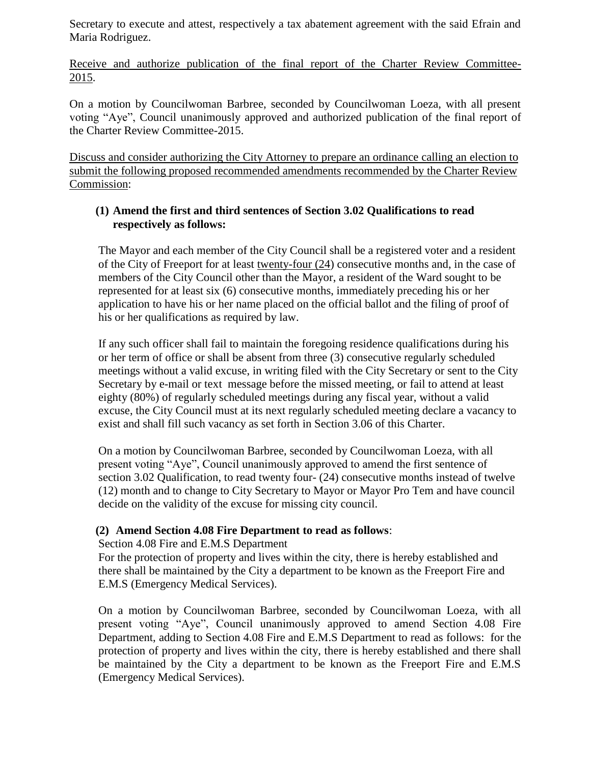Secretary to execute and attest, respectively a tax abatement agreement with the said Efrain and Maria Rodriguez.

Receive and authorize publication of the final report of the Charter Review Committee-2015.

On a motion by Councilwoman Barbree, seconded by Councilwoman Loeza, with all present voting "Aye", Council unanimously approved and authorized publication of the final report of the Charter Review Committee-2015.

Discuss and consider authorizing the City Attorney to prepare an ordinance calling an election to submit the following proposed recommended amendments recommended by the Charter Review Commission:

**(1) Amend the first and third sentences of Section 3.02 Qualifications to read respectively as follows:**

The Mayor and each member of the City Council shall be a registered voter and a resident of the City of Freeport for at least twenty-four (24) consecutive months and, in the case of members of the City Council other than the Mayor, a resident of the Ward sought to be represented for at least six (6) consecutive months, immediately preceding his or her application to have his or her name placed on the official ballot and the filing of proof of his or her qualifications as required by law.

If any such officer shall fail to maintain the foregoing residence qualifications during his or her term of office or shall be absent from three (3) consecutive regularly scheduled meetings without a valid excuse, in writing filed with the City Secretary or sent to the City Secretary by e-mail or text message before the missed meeting, or fail to attend at least eighty (80%) of regularly scheduled meetings during any fiscal year, without a valid excuse, the City Council must at its next regularly scheduled meeting declare a vacancy to exist and shall fill such vacancy as set forth in Section 3.06 of this Charter.

On a motion by Councilwoman Barbree, seconded by Councilwoman Loeza, with all present voting "Aye", Council unanimously approved to amend the first sentence of section 3.02 Qualification, to read twenty four- (24) consecutive months instead of twelve (12) month and to change to City Secretary to Mayor or Mayor Pro Tem and have council decide on the validity of the excuse for missing city council.

**(2) Amend Section 4.08 Fire Department to read as follows**:

Section 4.08 Fire and E.M.S Department

For the protection of property and lives within the city, there is hereby established and there shall be maintained by the City a department to be known as the Freeport Fire and E.M.S (Emergency Medical Services).

On a motion by Councilwoman Barbree, seconded by Councilwoman Loeza, with all present voting "Aye", Council unanimously approved to amend Section 4.08 Fire Department, adding to Section 4.08 Fire and E.M.S Department to read as follows: for the protection of property and lives within the city, there is hereby established and there shall be maintained by the City a department to be known as the Freeport Fire and E.M.S (Emergency Medical Services).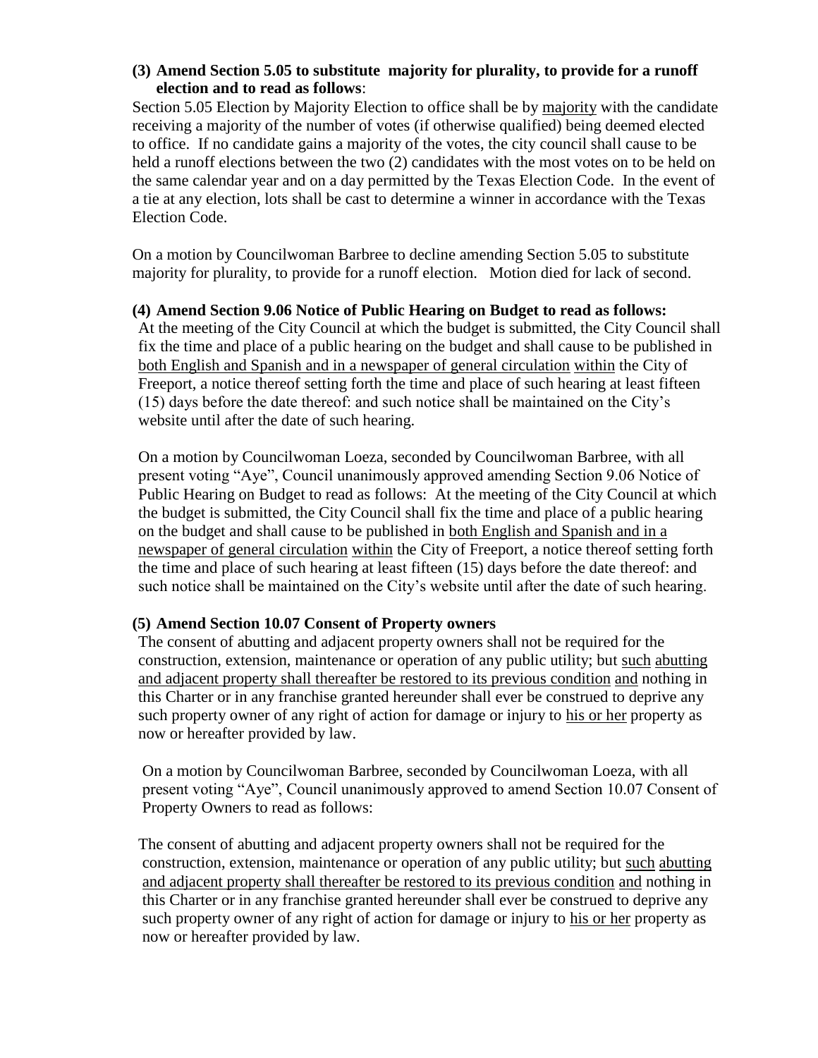**(3) Amend Section 5.05 to substitute majority for plurality, to provide for a runoff election and to read as follows**:

Section 5.05 Election by Majority Election to office shall be by <u>majority</u> with the candidate receiving a majority of the number of votes (if otherwise qualified) being deemed elected to office. If no candidate gains a majority of the votes, the city council shall cause to be held a runoff elections between the two (2) candidates with the most votes on to be held on the same calendar year and on a day permitted by the Texas Election Code. In the event of a tie at any election, lots shall be cast to determine a winner in accordance with the Texas Election Code.

On a motion by Councilwoman Barbree to decline amending Section 5.05 to substitute majority for plurality, to provide for a runoff election. Motion died for lack of second.

**(4) Amend Section 9.06 Notice of Public Hearing on Budget to read as follows:**

At the meeting of the City Council at which the budget is submitted, the City Council shall fix the time and place of a public hearing on the budget and shall cause to be published in <u>both English and Spanish and in a newspaper of general circulation</u> <u>within</u> the City of Freeport, a notice thereof setting forth the time and place of such hearing at least fifteen (15) days before the date thereof: and such notice shall be maintained on the City's website until after the date of such hearing.

On a motion by Councilwoman Loeza, seconded by Councilwoman Barbree, with all present voting "Aye", Council unanimously approved amending Section 9.06 Notice of Public Hearing on Budget to read as follows: At the meeting of the City Council at which the budget is submitted, the City Council shall fix the time and place of a public hearing on the budget and shall cause to be published in <u>both English and Spanish and in a newspaper of general circulation</u> <u>within</u> the City of Freeport, a notice thereof setting forth the time and place of such hearing at least fifteen (15) days before the date thereof: and such notice shall be maintained on the City's website until after the date of such hearing.

**(5) Amend Section 10.07 Consent of Property owners**

The consent of abutting and adjacent property owners shall not be required for the construction, extension, maintenance or operation of any public utility; but <u>such</u> <u>abutting and adjacent property shall thereafter be restored to its previous condition</u> <u>and</u> nothing in this Charter or in any franchise granted hereunder shall ever be construed to deprive any such property owner of any right of action for damage or injury to <u>his or her</u> property as now or hereafter provided by law.

On a motion by Councilwoman Barbree, seconded by Councilwoman Loeza, with all present voting "Aye", Council unanimously approved to amend Section 10.07 Consent of Property Owners to read as follows:

The consent of abutting and adjacent property owners shall not be required for the construction, extension, maintenance or operation of any public utility; but <u>such</u> <u>abutting and adjacent property shall thereafter be restored to its previous condition</u> <u>and</u> nothing in this Charter or in any franchise granted hereunder shall ever be construed to deprive any such property owner of any right of action for damage or injury to <u>his or her</u> property as now or hereafter provided by law.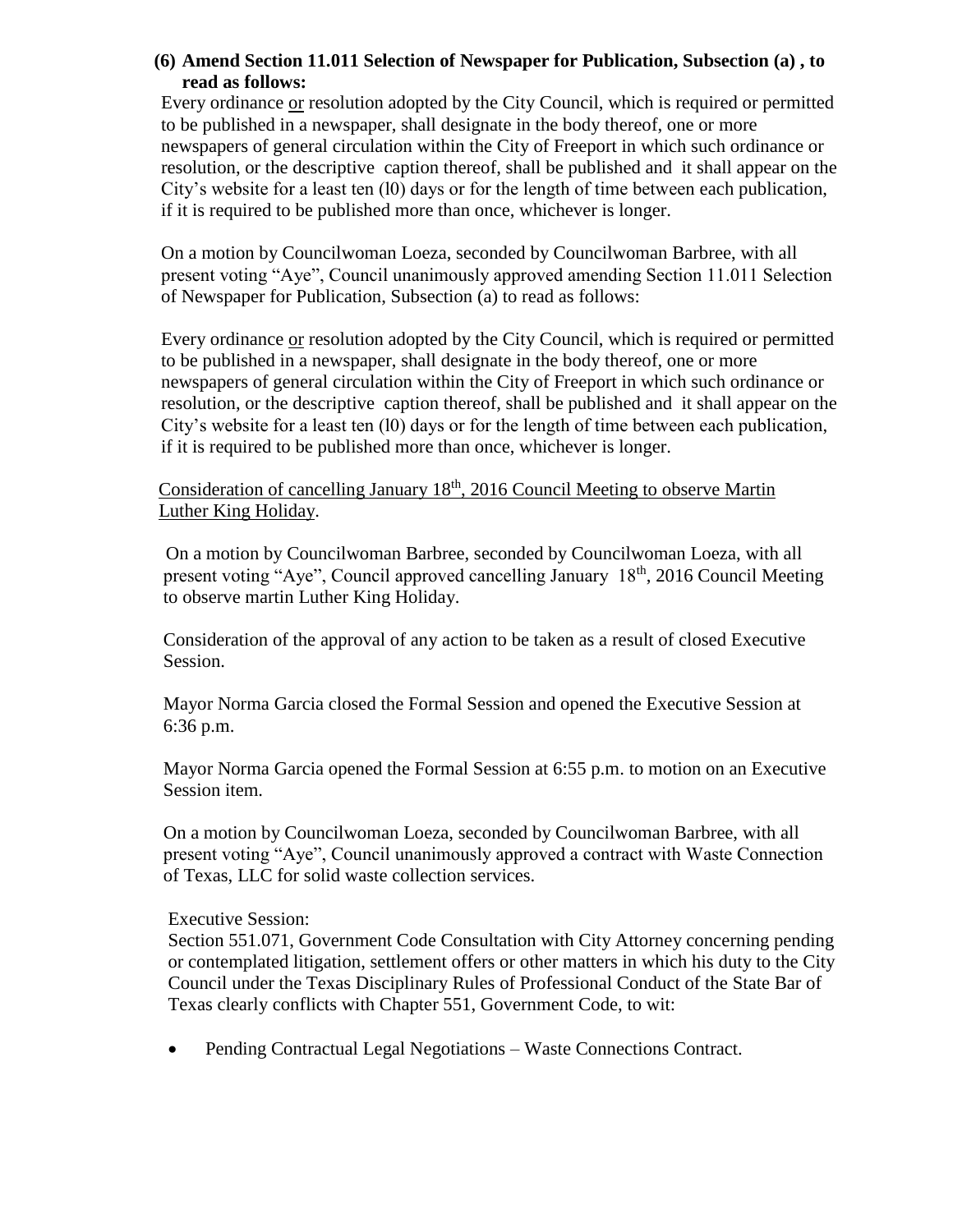**(6) Amend Section 11.011 Selection of Newspaper for Publication, Subsection (a) , to read as follows:**

Every ordinance <u>or</u> resolution adopted by the City Council, which is required or permitted to be published in a newspaper, shall designate in the body thereof, one or more newspapers of general circulation within the City of Freeport in which such ordinance or resolution, or the descriptive caption thereof, shall be published and it shall appear on the City's website for a least ten (l0) days or for the length of time between each publication, if it is required to be published more than once, whichever is longer.

On a motion by Councilwoman Loeza, seconded by Councilwoman Barbree, with all present voting "Aye", Council unanimously approved amending Section 11.011 Selection of Newspaper for Publication, Subsection (a) to read as follows:

Every ordinance <u>or</u> resolution adopted by the City Council, which is required or permitted to be published in a newspaper, shall designate in the body thereof, one or more newspapers of general circulation within the City of Freeport in which such ordinance or resolution, or the descriptive caption thereof, shall be published and it shall appear on the City's website for a least ten (l0) days or for the length of time between each publication, if it is required to be published more than once, whichever is longer.

<u>Consideration of cancelling January 18th, 2016 Council Meeting to observe Martin Luther King Holiday</u>.

On a motion by Councilwoman Barbree, seconded by Councilwoman Loeza, with all present voting "Aye", Council approved cancelling January 18th, 2016 Council Meeting to observe martin Luther King Holiday.

Consideration of the approval of any action to be taken as a result of closed Executive Session.

Mayor Norma Garcia closed the Formal Session and opened the Executive Session at 6:36 p.m.

Mayor Norma Garcia opened the Formal Session at 6:55 p.m. to motion on an Executive Session item.

On a motion by Councilwoman Loeza, seconded by Councilwoman Barbree, with all present voting "Aye", Council unanimously approved a contract with Waste Connection of Texas, LLC for solid waste collection services.

Executive Session:
Section 551.071, Government Code Consultation with City Attorney concerning pending or contemplated litigation, settlement offers or other matters in which his duty to the City Council under the Texas Disciplinary Rules of Professional Conduct of the State Bar of Texas clearly conflicts with Chapter 551, Government Code, to wit:

- Pending Contractual Legal Negotiations – Waste Connections Contract.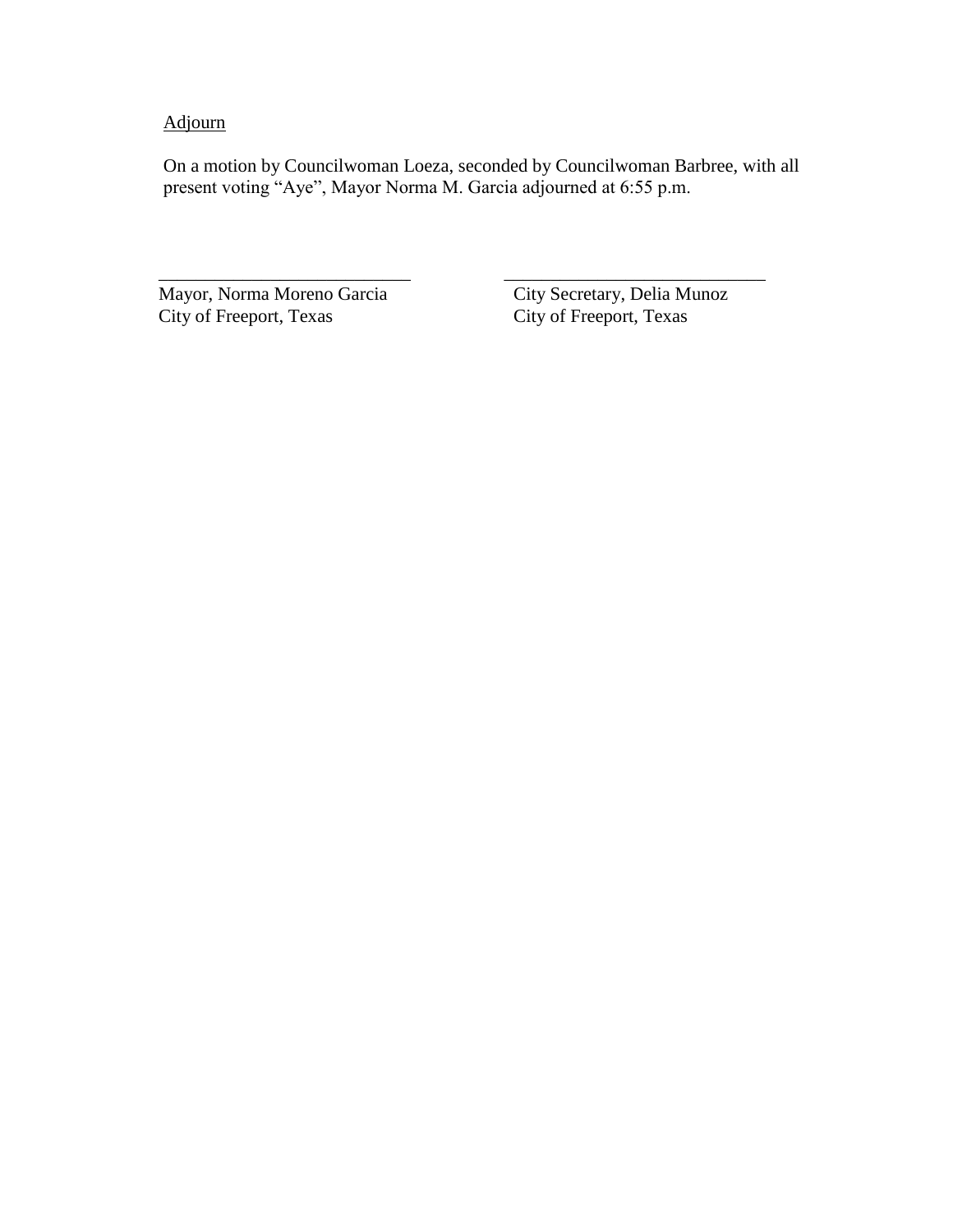<u>Adjourn</u>

On a motion by Councilwoman Loeza, seconded by Councilwoman Barbree, with all present voting "Aye", Mayor Norma M. Garcia adjourned at 6:55 p.m.

| | |
|---|---|
| \_\_\_\_\_\_\_\_\_\_\_\_\_\_\_\_\_\_\_\_\_\_\_\_\_\_\_\_ | \_\_\_\_\_\_\_\_\_\_\_\_\_\_\_\_\_\_\_\_\_\_\_\_\_\_\_\_ |
| Mayor, Norma Moreno Garcia | City Secretary, Delia Munoz |
| City of Freeport, Texas | City of Freeport, Texas |